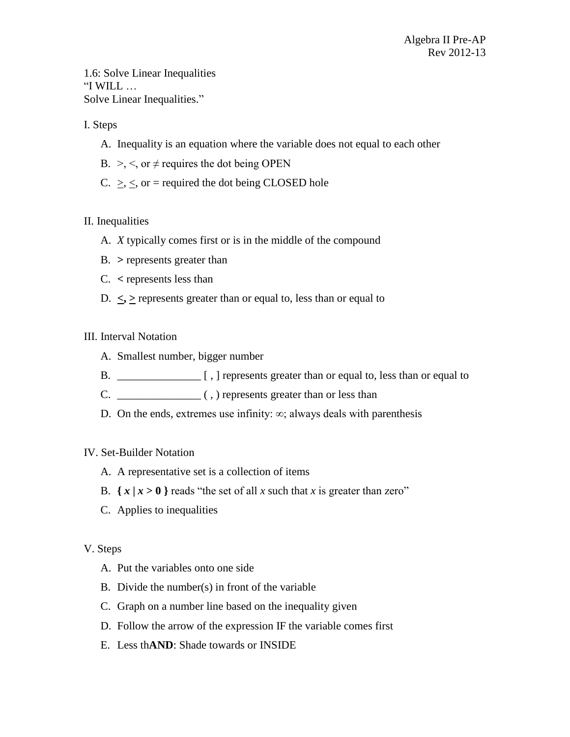Algebra II Pre-AP
Rev 2012-13

1.6: Solve Linear Inequalities
"I WILL …
Solve Linear Inequalities."

I. Steps

A. Inequality is an equation where the variable does not equal to each other

B. $>$, $<$, or $\neq$ requires the dot being OPEN

C. $\geq$, $\leq$, or $=$ required the dot being CLOSED hole

II. Inequalities

A. *X* typically comes first or is in the middle of the compound

B. **>** represents greater than

C. **<** represents less than

D. **$\leq$, $\geq$** represents greater than or equal to, less than or equal to

III. Interval Notation

A. Smallest number, bigger number

B. _______________ [ , ] represents greater than or equal to, less than or equal to

C. _______________ ( , ) represents greater than or less than

D. On the ends, extremes use infinity: $\infty$; always deals with parenthesis

IV. Set-Builder Notation

A. A representative set is a collection of items

B. **$\{ x \mid x > 0 \}$** reads "the set of all *x* such that *x* is greater than zero"

C. Applies to inequalities

V. Steps

A. Put the variables onto one side

B. Divide the number(s) in front of the variable

C. Graph on a number line based on the inequality given

D. Follow the arrow of the expression IF the variable comes first

E. Less th**AND**: Shade towards or INSIDE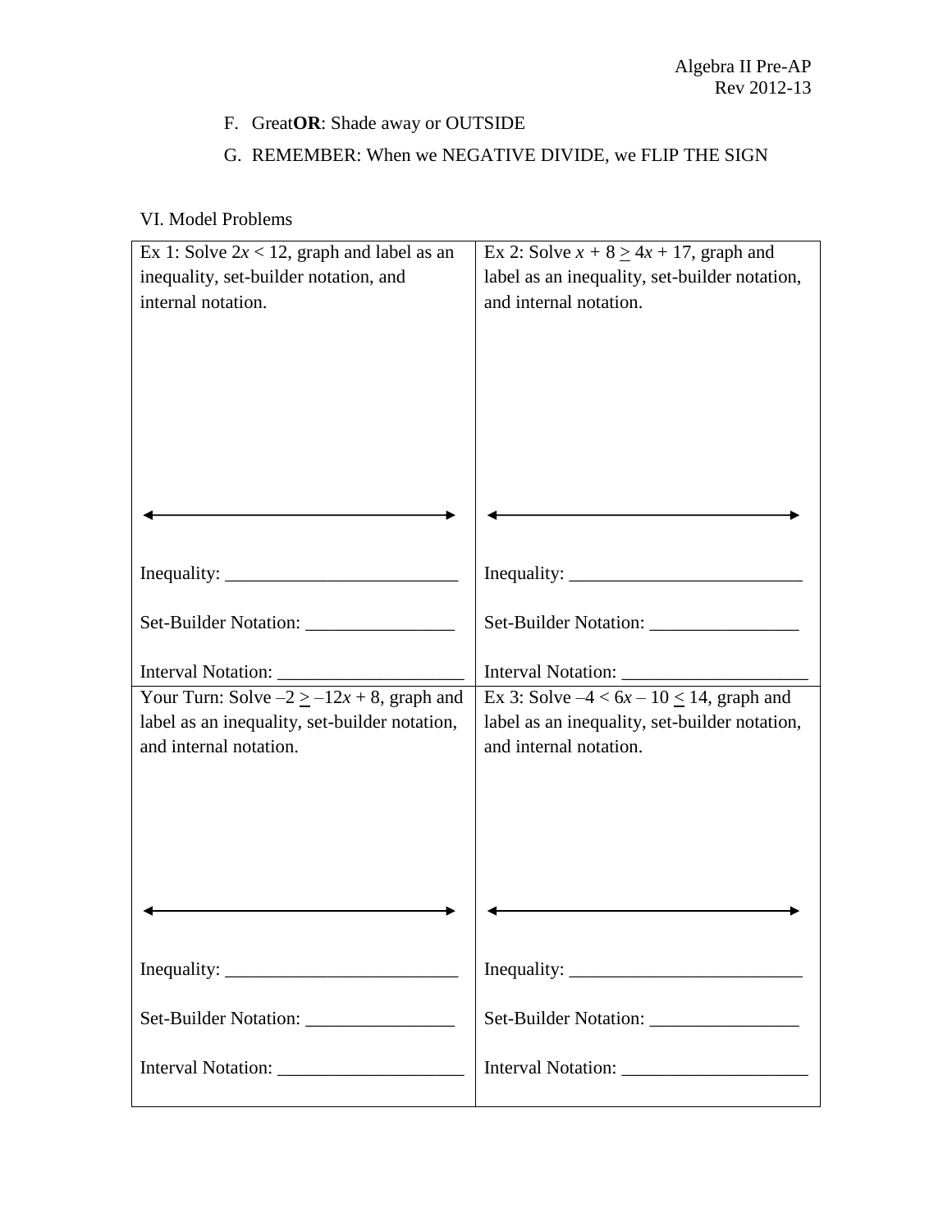F. Great**OR**: Shade away or OUTSIDE

G. REMEMBER: When we NEGATIVE DIVIDE, we FLIP THE SIGN

VI. Model Problems

| Ex 1: Solve $2x < 12$, graph and label as an inequality, set-builder notation, and internal notation. | Ex 2: Solve $x + 8 \geq 4x + 17$, graph and label as an inequality, set-builder notation, and internal notation. |
| --- | --- |
| Inequality: ____________________ | Inequality: ____________________ |
| Set-Builder Notation: ______________ | Set-Builder Notation: ______________ |
| Interval Notation: _________________ | Interval Notation: _________________ |
| Your Turn: Solve $-2 \geq -12x + 8$, graph and label as an inequality, set-builder notation, and internal notation. | Ex 3: Solve $-4 < 6x - 10 \leq 14$, graph and label as an inequality, set-builder notation, and internal notation. |
| Inequality: ____________________ | Inequality: ____________________ |
| Set-Builder Notation: ______________ | Set-Builder Notation: ______________ |
| Interval Notation: _________________ | Interval Notation: _________________ |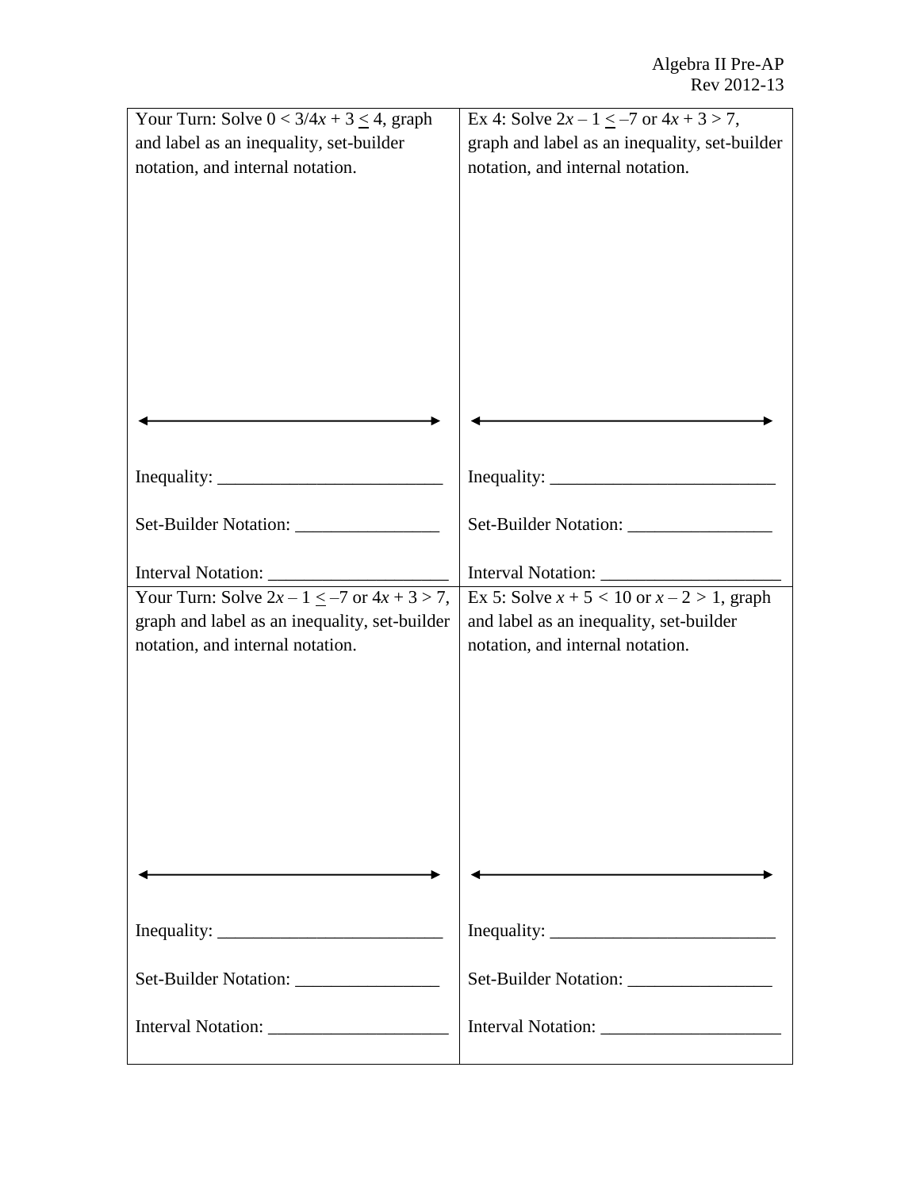Your Turn: Solve $0 < 3/4x + 3 \leq 4$, graph and label as an inequality, set-builder notation, and internal notation.

Inequality: ________________________

Set-Builder Notation: ________________

Interval Notation: ____________________

Ex 4: Solve $2x - 1 \leq -7$ or $4x + 3 > 7$, graph and label as an inequality, set-builder notation, and internal notation.

Inequality: ________________________

Set-Builder Notation: ________________

Interval Notation: ____________________

Your Turn: Solve $2x - 1 \leq -7$ or $4x + 3 > 7$, graph and label as an inequality, set-builder notation, and internal notation.

Inequality: ________________________

Set-Builder Notation: ________________

Interval Notation: ____________________

Ex 5: Solve $x + 5 < 10$ or $x - 2 > 1$, graph and label as an inequality, set-builder notation, and internal notation.

Inequality: ________________________

Set-Builder Notation: ________________

Interval Notation: ____________________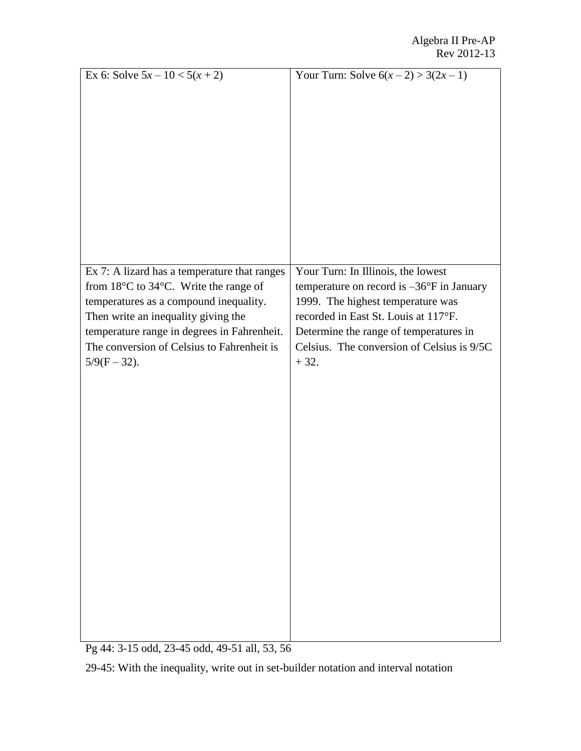| Ex 6: Solve $5x - 10 < 5(x + 2)$ | Your Turn: Solve $6(x - 2) > 3(2x - 1)$ |
| --- | --- |
| Ex 7: A lizard has a temperature that ranges from 18°C to 34°C. Write the range of temperatures as a compound inequality. Then write an inequality giving the temperature range in degrees in Fahrenheit. The conversion of Celsius to Fahrenheit is $5/9(F - 32)$. | Your Turn: In Illinois, the lowest temperature on record is –36°F in January 1999. The highest temperature was recorded in East St. Louis at 117°F. Determine the range of temperatures in Celsius. The conversion of Celsius is $9/5C + 32$. |

Pg 44: 3-15 odd, 23-45 odd, 49-51 all, 53, 56

29-45: With the inequality, write out in set-builder notation and interval notation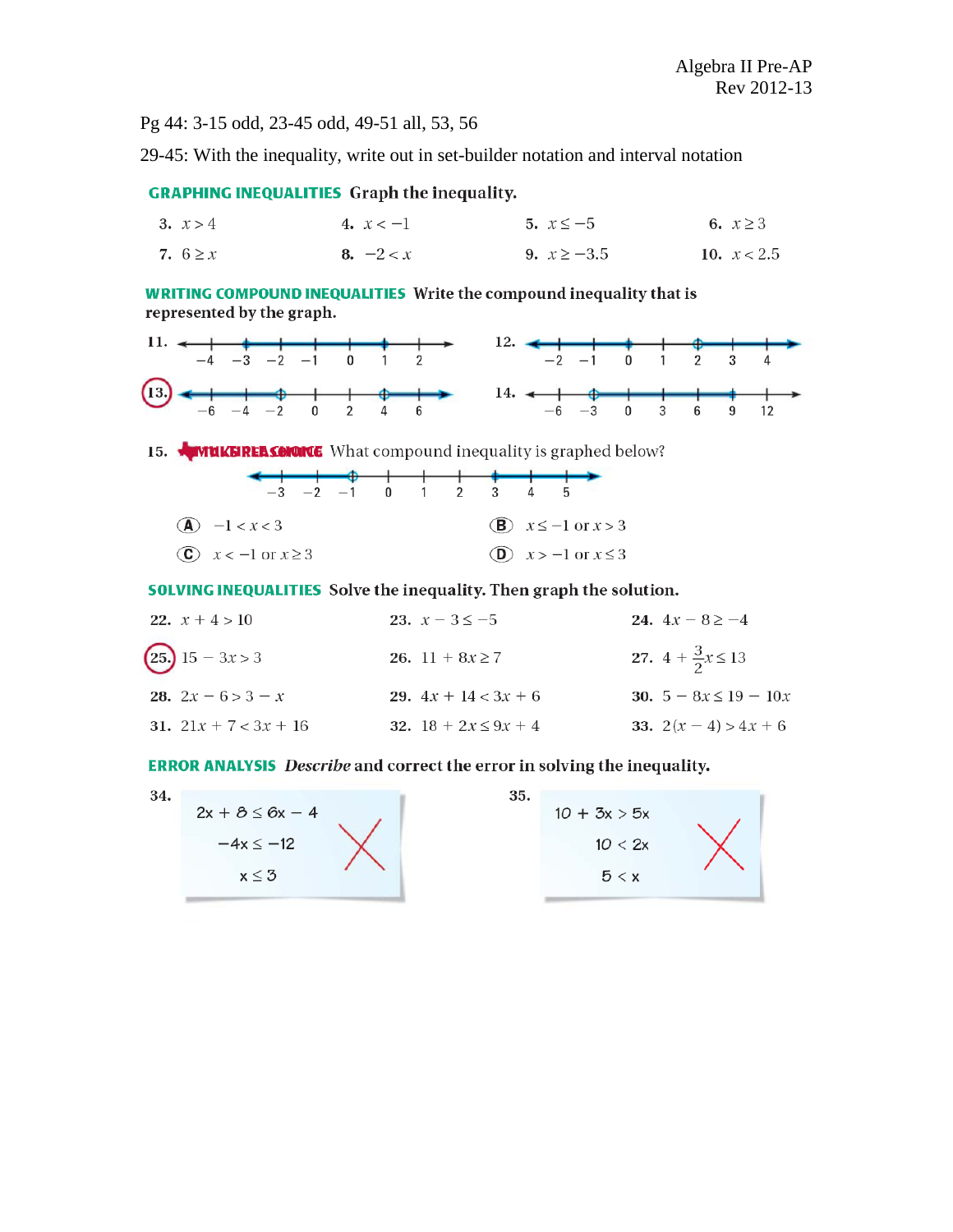Algebra II Pre-AP
Rev 2012-13

Pg 44: 3-15 odd, 23-45 odd, 49-51 all, 53, 56

29-45: With the inequality, write out in set-builder notation and interval notation

**GRAPHING INEQUALITIES** Graph the inequality.

**3.** $x > 4$ **4.** $x < -1$ **5.** $x \leq -5$ **6.** $x \geq 3$

**7.** $6 \geq x$ **8.** $-2 < x$ **9.** $x \geq -3.5$ **10.** $x < 2.5$

**WRITING COMPOUND INEQUALITIES** Write the compound inequality that is represented by the graph.

**11.** (number line: −4, −3, −2, −1, 0, 1, 2)

**12.** (number line: −2, −1, 0, 1, 2, 3, 4)

**13.** (number line: −6, −4, −2, 0, 2, 4, 6)

**14.** (number line: −6, −3, 0, 3, 6, 9, 12)

**15.** MULTIPLE CHOICE What compound inequality is graphed below?

(number line: −3, −2, −1, 0, 1, 2, 3, 4, 5)

(A) $-1 < x < 3$ (B) $x \leq -1$ or $x > 3$

(C) $x < -1$ or $x \geq 3$ (D) $x > -1$ or $x \leq 3$

**SOLVING INEQUALITIES** Solve the inequality. Then graph the solution.

**22.** $x + 4 > 10$ **23.** $x - 3 \leq -5$ **24.** $4x - 8 \geq -4$

**25.** $15 - 3x > 3$ **26.** $11 + 8x \geq 7$ **27.** $4 + \frac{3}{2}x \leq 13$

**28.** $2x - 6 > 3 - x$ **29.** $4x + 14 < 3x + 6$ **30.** $5 - 8x \leq 19 - 10x$

**31.** $21x + 7 < 3x + 16$ **32.** $18 + 2x \leq 9x + 4$ **33.** $2(x - 4) > 4x + 6$

**ERROR ANALYSIS** *Describe* and correct the error in solving the inequality.

**34.**

$2x + 8 \leq 6x - 4$

$-4x \leq -12$

$x \leq 3$

**35.**

$10 + 3x > 5x$

$10 < 2x$

$5 < x$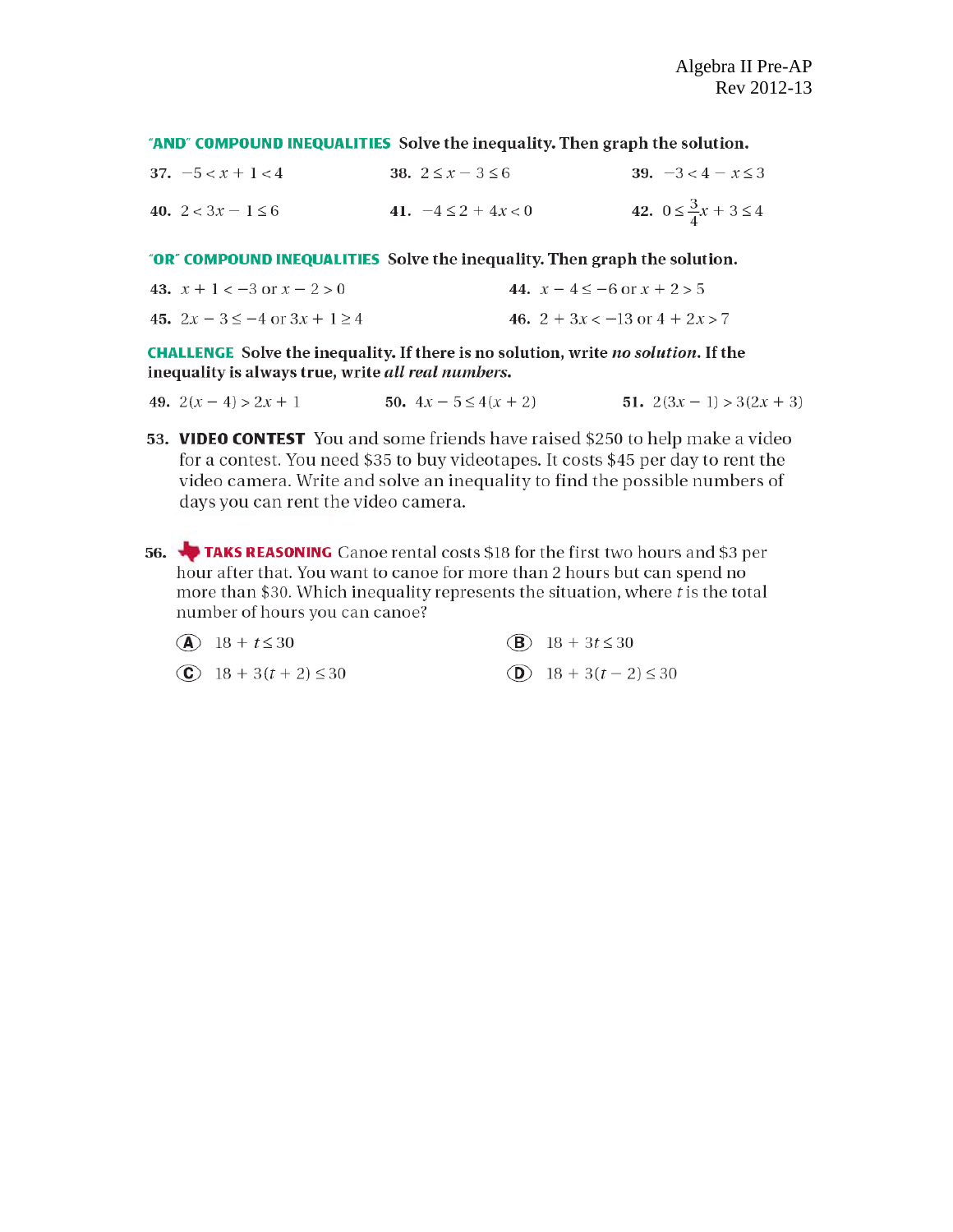**"AND" COMPOUND INEQUALITIES** Solve the inequality. Then graph the solution.

**37.** $-5 < x + 1 < 4$

**38.** $2 \leq x - 3 \leq 6$

**39.** $-3 < 4 - x \leq 3$

**40.** $2 < 3x - 1 \leq 6$

**41.** $-4 \leq 2 + 4x < 0$

**42.** $0 \leq \frac{3}{4}x + 3 \leq 4$

**"OR" COMPOUND INEQUALITIES** Solve the inequality. Then graph the solution.

**43.** $x + 1 < -3$ or $x - 2 > 0$

**44.** $x - 4 \leq -6$ or $x + 2 > 5$

**45.** $2x - 3 \leq -4$ or $3x + 1 \geq 4$

**46.** $2 + 3x < -13$ or $4 + 2x > 7$

**CHALLENGE** Solve the inequality. If there is no solution, write *no solution*. If the inequality is always true, write *all real numbers*.

**49.** $2(x - 4) > 2x + 1$

**50.** $4x - 5 \leq 4(x + 2)$

**51.** $2(3x - 1) > 3(2x + 3)$

**53. VIDEO CONTEST** You and some friends have raised \$250 to help make a video for a contest. You need \$35 to buy videotapes. It costs \$45 per day to rent the video camera. Write and solve an inequality to find the possible numbers of days you can rent the video camera.

**56. TAKS REASONING** Canoe rental costs \$18 for the first two hours and \$3 per hour after that. You want to canoe for more than 2 hours but can spend no more than \$30. Which inequality represents the situation, where $t$ is the total number of hours you can canoe?

Ⓐ $18 + t \leq 30$

Ⓑ $18 + 3t \leq 30$

Ⓒ $18 + 3(t + 2) \leq 30$

Ⓓ $18 + 3(t - 2) \leq 30$